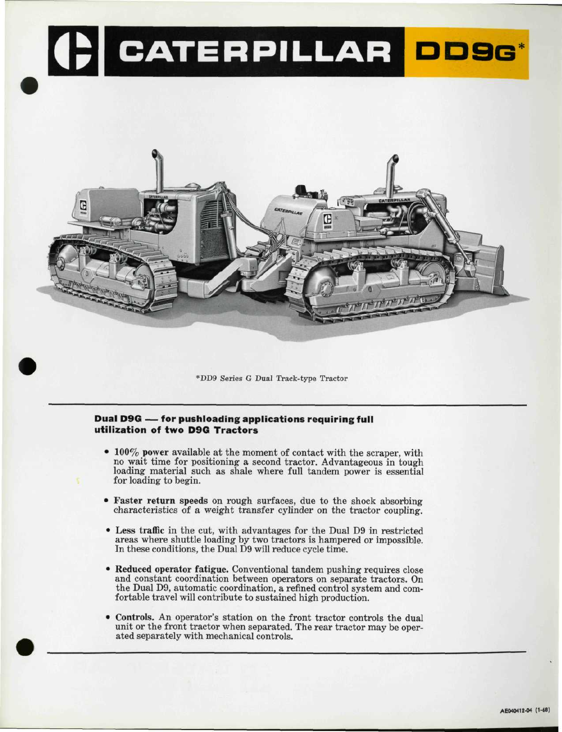# CATERPILLAR DD9G*

*DD9 Series G Dual Track-type Tractor

## Dual D9G — for pushloading applications requiring full utilization of two D9G Tractors

- **100% power** available at the moment of contact with the scraper, with no wait time for positioning a second tractor. Advantageous in tough loading material such as shale where full tandem power is essential for loading to begin.

- **Faster return speeds** on rough surfaces, due to the shock absorbing characteristics of a weight transfer cylinder on the tractor coupling.

- **Less traffic** in the cut, with advantages for the Dual D9 in restricted areas where shuttle loading by two tractors is hampered or impossible. In these conditions, the Dual D9 will reduce cycle time.

- **Reduced operator fatigue.** Conventional tandem pushing requires close and constant coordination between operators on separate tractors. On the Dual D9, automatic coordination, a refined control system and comfortable travel will contribute to sustained high production.

- **Controls.** An operator's station on the front tractor controls the dual unit or the front tractor when separated. The rear tractor may be operated separately with mechanical controls.

AE040412-04 (1-68)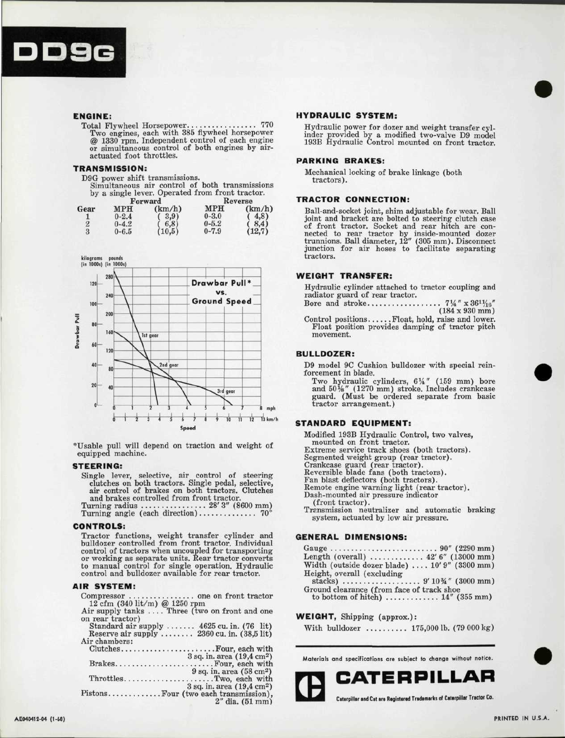# DD9G

## ENGINE:

Total Flywheel Horsepower.................. 770
Two engines, each with 385 flywheel horsepower @ 1330 rpm. Independent control of each engine or simultaneous control of both engines by air-actuated foot throttles.

## TRANSMISSION:

D9G power shift transmissions.
Simultaneous air control of both transmissions by a single lever. Operated from front tractor.

| | Forward | | Reverse | |
|---|---|---|---|---|
| Gear | MPH | (km/h) | MPH | (km/h) |
| 1 | 0-2.4 | ( 3,9) | 0-3.0 | ( 4,8) |
| 2 | 0-4.2 | ( 6,8) | 0-5.2 | ( 8,4) |
| 3 | 0-6.5 | (10,5) | 0-7.9 | (12,7) |

Drawbar Pull* vs. Ground Speed

kilograms (in 1000s) pounds (in 1000s)

Drawbar Pull

0 20 40 60 80 100 120

0 40 80 120 160 200 240 280

1st gear
2nd gear
3rd gear

0 1 2 3 4 5 6 7 8 mph
0 1 2 3 4 5 6 7 8 9 10 11 12 13 km/h

Speed

*Usable pull will depend on traction and weight of equipped machine.

## STEERING:

Single lever, selective, air control of steering clutches on both tractors. Single pedal, selective, air control of brakes on both tractors. Clutches and brakes controlled from front tractor.
Turning radius ................ 28' 3" (8600 mm)
Turning angle (each direction).............. 70°

## CONTROLS:

Tractor functions, weight transfer cylinder and bulldozer controlled from front tractor. Individual control of tractors when uncoupled for transporting or working as separate units. Rear tractor converts to manual control for single operation. Hydraulic control and bulldozer available for rear tractor.

## AIR SYSTEM:

Compressor ................ one on front tractor
12 cfm (340 lit/m) @ 1250 rpm
Air supply tanks .... Three (two on front and one on rear tractor)
Standard air supply ....... 4625 cu. in. (76 lit)
Reserve air supply ........ 2360 cu. in. (38,5 lit)
Air chambers:
Clutches........................Four, each with 3 sq. in. area (19,4 cm²)
Brakes..........................Four, each with 9 sq. in. area (58 cm²)
Throttles.......................Two, each with 3 sq. in. area (19,4 cm²)
Pistons.............Four (two each transmission), 2" dia. (51 mm)

## HYDRAULIC SYSTEM:

Hydraulic power for dozer and weight transfer cylinder provided by a modified two-valve D9 model 193B Hydraulic Control mounted on front tractor.

## PARKING BRAKES:

Mechanical locking of brake linkage (both tractors).

## TRACTOR CONNECTION:

Ball-and-socket joint, shim adjustable for wear. Ball joint and bracket are bolted to steering clutch case of front tractor. Socket and rear hitch are connected to rear tractor by inside-mounted dozer trunnions. Ball diameter, 12" (305 mm). Disconnect junction for air hoses to facilitate separating tractors.

## WEIGHT TRANSFER:

Hydraulic cylinder attached to tractor coupling and radiator guard of rear tractor.
Bore and stroke.................. 7¼" x 36¹¹⁄₁₆" (184 x 930 mm)
Control positions......Float, hold, raise and lower. Float position provides damping of tractor pitch movement.

## BULLDOZER:

D9 model 9C Cushion bulldozer with special reinforcement in blade.
Two hydraulic cylinders, 6¼" (159 mm) bore and 50⅛" (1270 mm) stroke. Includes crankcase guard. (Must be ordered separate from basic tractor arrangement.)

## STANDARD EQUIPMENT:

Modified 193B Hydraulic Control, two valves, mounted on front tractor.
Extreme service track shoes (both tractors).
Segmented weight group (rear tractor).
Crankcase guard (rear tractor).
Reversible blade fans (both tractors).
Fan blast deflectors (both tractors).
Remote engine warning light (rear tractor).
Dash-mounted air pressure indicator (front tractor).
Transmission neutralizer and automatic braking system, actuated by low air pressure.

## GENERAL DIMENSIONS:

Gauge .......................... 90" (2290 mm)
Length (overall) ............. 42' 6" (13000 mm)
Width (outside dozer blade) .... 10' 9" (3300 mm)
Height, overall (excluding stacks) .................. 9' 10¾" (3000 mm)
Ground clearance (from face of track shoe to bottom of hitch) ............. 14" (355 mm)

## WEIGHT, Shipping (approx.):

With bulldozer .......... 175,000 lb. (79 000 kg)

Materials and specifications are subject to change without notice.

CATERPILLAR

Caterpillar and Cat are Registered Trademarks of Caterpillar Tractor Co.

AE040412-04 (1-68)

PRINTED IN U.S.A.